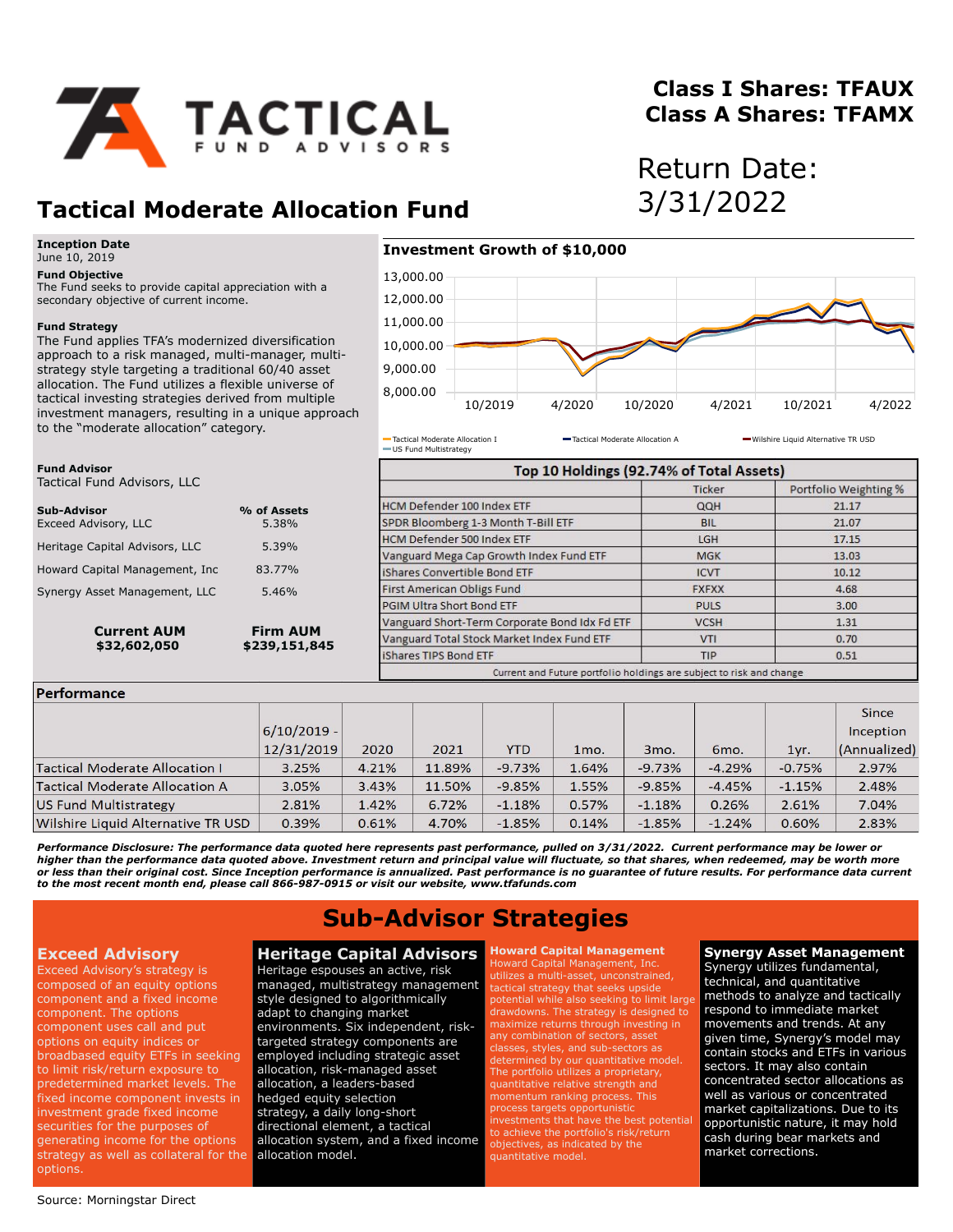# Tactical Moderate Allocation Fund

**Class I Shares: TFAUX**
**Class A Shares: TFAMX**

Return Date: 3/31/2022

**Inception Date**
June 10, 2019

**Fund Objective**
The Fund seeks to provide capital appreciation with a secondary objective of current income.

**Fund Strategy**
The Fund applies TFA's modernized diversification approach to a risk managed, multi-manager, multi-strategy style targeting a traditional 60/40 asset allocation. The Fund utilizes a flexible universe of tactical investing strategies derived from multiple investment managers, resulting in a unique approach to the "moderate allocation" category.

**Fund Advisor**
Tactical Fund Advisors, LLC

| Sub-Advisor | % of Assets |
|---|---|
| Exceed Advisory, LLC | 5.38% |
| Heritage Capital Advisors, LLC | 5.39% |
| Howard Capital Management, Inc | 83.77% |
| Synergy Asset Management, LLC | 5.46% |

**Current AUM** $32,602,050
**Firm AUM** $239,151,845

## Investment Growth of $10,000

Legend: Tactical Moderate Allocation I, Tactical Moderate Allocation A, Wilshire Liquid Alternative TR USD, US Fund Multistrategy

## Top 10 Holdings (92.74% of Total Assets)

| | Ticker | Portfolio Weighting % |
|---|---|---|
| HCM Defender 100 Index ETF | QQH | 21.17 |
| SPDR Bloomberg 1-3 Month T-Bill ETF | BIL | 21.07 |
| HCM Defender 500 Index ETF | LGH | 17.15 |
| Vanguard Mega Cap Growth Index Fund ETF | MGK | 13.03 |
| iShares Convertible Bond ETF | ICVT | 10.12 |
| First American Obligs Fund | FXFXX | 4.68 |
| PGIM Ultra Short Bond ETF | PULS | 3.00 |
| Vanguard Short-Term Corporate Bond Idx Fd ETF | VCSH | 1.31 |
| Vanguard Total Stock Market Index Fund ETF | VTI | 0.70 |
| iShares TIPS Bond ETF | TIP | 0.51 |

Current and Future portfolio holdings are subject to risk and change

## Performance

| | 6/10/2019 - 12/31/2019 | 2020 | 2021 | YTD | 1mo. | 3mo. | 6mo. | 1yr. | Since Inception (Annualized) |
|---|---|---|---|---|---|---|---|---|---|
| Tactical Moderate Allocation I | 3.25% | 4.21% | 11.89% | -9.73% | 1.64% | -9.73% | -4.29% | -0.75% | 2.97% |
| Tactical Moderate Allocation A | 3.05% | 3.43% | 11.50% | -9.85% | 1.55% | -9.85% | -4.45% | -1.15% | 2.48% |
| US Fund Multistrategy | 2.81% | 1.42% | 6.72% | -1.18% | 0.57% | -1.18% | 0.26% | 2.61% | 7.04% |
| Wilshire Liquid Alternative TR USD | 0.39% | 0.61% | 4.70% | -1.85% | 0.14% | -1.85% | -1.24% | 0.60% | 2.83% |

***Performance Disclosure: The performance data quoted here represents past performance, pulled on 3/31/2022. Current performance may be lower or higher than the performance data quoted above. Investment return and principal value will fluctuate, so that shares, when redeemed, may be worth more or less than their original cost. Since Inception performance is annualized. Past performance is no guarantee of future results. For performance data current to the most recent month end, please call 866-987-0915 or visit our website, www.tfafunds.com***

## Sub-Advisor Strategies

### Exceed Advisory
Exceed Advisory's strategy is composed of an equity options component and a fixed income component. The options component uses call and put options on equity indices or broadbased equity ETFs in seeking to limit risk/return exposure to predetermined market levels. The fixed income component invests in investment grade fixed income securities for the purposes of generating income for the options strategy as well as collateral for the options.

### Heritage Capital Advisors
Heritage espouses an active, risk managed, multistrategy management style designed to algorithmically adapt to changing market environments. Six independent, risk-targeted strategy components are employed including strategic asset allocation, risk-managed asset allocation, a leaders-based hedged equity selection strategy, a daily long-short directional element, a tactical allocation system, and a fixed income allocation model.

### Howard Capital Management
Howard Capital Management, Inc. utilizes a multi-asset, unconstrained, tactical strategy that seeks upside potential while also seeking to limit large drawdowns. The strategy is designed to maximize returns through investing in any combination of sectors, asset classes, styles, and sub-sectors as determined by our quantitative model. The portfolio utilizes a proprietary, quantitative relative strength and momentum ranking process. This process targets opportunistic investments that have the best potential to achieve the portfolio's risk/return objectives, as indicated by the quantitative model.

### Synergy Asset Management
Synergy utilizes fundamental, technical, and quantitative methods to analyze and tactically respond to immediate market movements and trends. At any given time, Synergy's model may contain stocks and ETFs in various sectors. It may also contain concentrated sector allocations as well as various or concentrated market capitalizations. Due to its opportunistic nature, it may hold cash during bear markets and market corrections.

Source: Morningstar Direct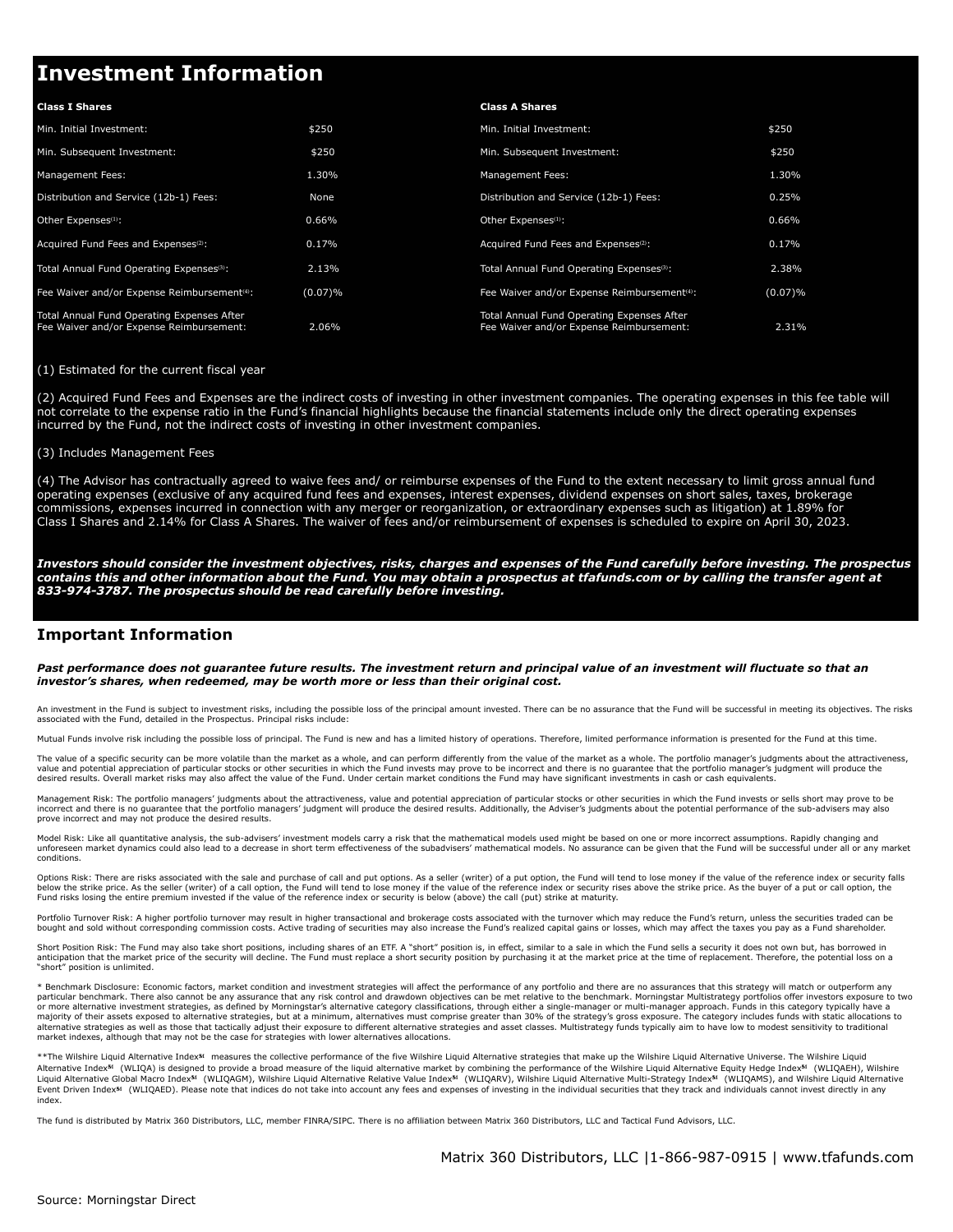# Investment Information

| Class I Shares | | Class A Shares | |
|---|---|---|---|
| Min. Initial Investment: | $250 | Min. Initial Investment: | $250 |
| Min. Subsequent Investment: | $250 | Min. Subsequent Investment: | $250 |
| Management Fees: | 1.30% | Management Fees: | 1.30% |
| Distribution and Service (12b-1) Fees: | None | Distribution and Service (12b-1) Fees: | 0.25% |
| Other Expenses[1]: | 0.66% | Other Expenses[1]: | 0.66% |
| Acquired Fund Fees and Expenses[2]: | 0.17% | Acquired Fund Fees and Expenses[2]: | 0.17% |
| Total Annual Fund Operating Expenses[3]: | 2.13% | Total Annual Fund Operating Expenses[3]: | 2.38% |
| Fee Waiver and/or Expense Reimbursement[4]: | (0.07)% | Fee Waiver and/or Expense Reimbursement[4]: | (0.07)% |
| Total Annual Fund Operating Expenses After Fee Waiver and/or Expense Reimbursement: | 2.06% | Total Annual Fund Operating Expenses After Fee Waiver and/or Expense Reimbursement: | 2.31% |

(1) Estimated for the current fiscal year

(2) Acquired Fund Fees and Expenses are the indirect costs of investing in other investment companies. The operating expenses in this fee table will not correlate to the expense ratio in the Fund's financial highlights because the financial statements include only the direct operating expenses incurred by the Fund, not the indirect costs of investing in other investment companies.

(3) Includes Management Fees

(4) The Advisor has contractually agreed to waive fees and/ or reimburse expenses of the Fund to the extent necessary to limit gross annual fund operating expenses (exclusive of any acquired fund fees and expenses, interest expenses, dividend expenses on short sales, taxes, brokerage commissions, expenses incurred in connection with any merger or reorganization, or extraordinary expenses such as litigation) at 1.89% for Class I Shares and 2.14% for Class A Shares. The waiver of fees and/or reimbursement of expenses is scheduled to expire on April 30, 2023.

***Investors should consider the investment objectives, risks, charges and expenses of the Fund carefully before investing. The prospectus contains this and other information about the Fund. You may obtain a prospectus at tfafunds.com or by calling the transfer agent at 833-974-3787. The prospectus should be read carefully before investing.***

## Important Information

***Past performance does not guarantee future results. The investment return and principal value of an investment will fluctuate so that an investor's shares, when redeemed, may be worth more or less than their original cost.***

An investment in the Fund is subject to investment risks, including the possible loss of the principal amount invested. There can be no assurance that the Fund will be successful in meeting its objectives. The risks associated with the Fund, detailed in the Prospectus. Principal risks include:

Mutual Funds involve risk including the possible loss of principal. The Fund is new and has a limited history of operations. Therefore, limited performance information is presented for the Fund at this time.

The value of a specific security can be more volatile than the market as a whole, and can perform differently from the value of the market as a whole. The portfolio manager's judgments about the attractiveness, value and potential appreciation of particular stocks or other securities in which the Fund invests may prove to be incorrect and there is no guarantee that the portfolio manager's judgment will produce the desired results. Overall market risks may also affect the value of the Fund. Under certain market conditions the Fund may have significant investments in cash or cash equivalents.

Management Risk: The portfolio managers' judgments about the attractiveness, value and potential appreciation of particular stocks or other securities in which the Fund invests or sells short may prove to be incorrect and there is no guarantee that the portfolio managers' judgment will produce the desired results. Additionally, the Adviser's judgments about the potential performance of the sub-advisers may also prove incorrect and may not produce the desired results.

Model Risk: Like all quantitative analysis, the sub-advisers' investment models carry a risk that the mathematical models used might be based on one or more incorrect assumptions. Rapidly changing and unforeseen market dynamics could also lead to a decrease in short term effectiveness of the subadvisers' mathematical models. No assurance can be given that the Fund will be successful under all or any market conditions.

Options Risk: There are risks associated with the sale and purchase of call and put options. As a seller (writer) of a put option, the Fund will tend to lose money if the value of the reference index or security falls below the strike price. As the seller (writer) of a call option, the Fund will tend to lose money if the value of the reference index or security rises above the strike price. As the buyer of a put or call option, the Fund risks losing the entire premium invested if the value of the reference index or security is below (above) the call (put) strike at maturity.

Portfolio Turnover Risk: A higher portfolio turnover may result in higher transactional and brokerage costs associated with the turnover which may reduce the Fund's return, unless the securities traded can be bought and sold without corresponding commission costs. Active trading of securities may also increase the Fund's realized capital gains or losses, which may affect the taxes you pay as a Fund shareholder.

Short Position Risk: The Fund may also take short positions, including shares of an ETF. A "short" position is, in effect, similar to a sale in which the Fund sells a security it does not own but, has borrowed in anticipation that the market price of the security will decline. The Fund must replace a short security position by purchasing it at the market price at the time of replacement. Therefore, the potential loss on a "short" position is unlimited.

* Benchmark Disclosure: Economic factors, market condition and investment strategies will affect the performance of any portfolio and there are no assurances that this strategy will match or outperform any particular benchmark. There also cannot be any assurance that any risk control and drawdown objectives can be met relative to the benchmark. Morningstar Multistrategy portfolios offer investors exposure to two or more alternative investment strategies, as defined by Morningstar's alternative category classifications, through either a single-manager or multi-manager approach. Funds in this category typically have a majority of their assets exposed to alternative strategies, but at a minimum, alternatives must comprise greater than 30% of the strategy's gross exposure. The category includes funds with static allocations to alternative strategies as well as those that tactically adjust their exposure to different alternative strategies and asset classes. Multistrategy funds typically aim to have low to modest sensitivity to traditional market indexes, although that may not be the case for strategies with lower alternatives allocations.

**The Wilshire Liquid Alternative Index℠ measures the collective performance of the five Wilshire Liquid Alternative strategies that make up the Wilshire Liquid Alternative Universe. The Wilshire Liquid Alternative Index℠ (WLIQA) is designed to provide a broad measure of the liquid alternative market by combining the performance of the Wilshire Liquid Alternative Equity Hedge Index℠ (WLIQAEH), Wilshire Liquid Alternative Global Macro Index℠ (WLIQAGM), Wilshire Liquid Alternative Relative Value Index℠ (WLIQARV), Wilshire Liquid Alternative Multi-Strategy Index℠ (WLIQAMS), and Wilshire Liquid Alternative Event Driven Index℠ (WLIQAED). Please note that indices do not take into account any fees and expenses of investing in the individual securities that they track and individuals cannot invest directly in any index.

The fund is distributed by Matrix 360 Distributors, LLC, member FINRA/SIPC. There is no affiliation between Matrix 360 Distributors, LLC and Tactical Fund Advisors, LLC.

Matrix 360 Distributors, LLC |1-866-987-0915 | www.tfafunds.com

Source: Morningstar Direct